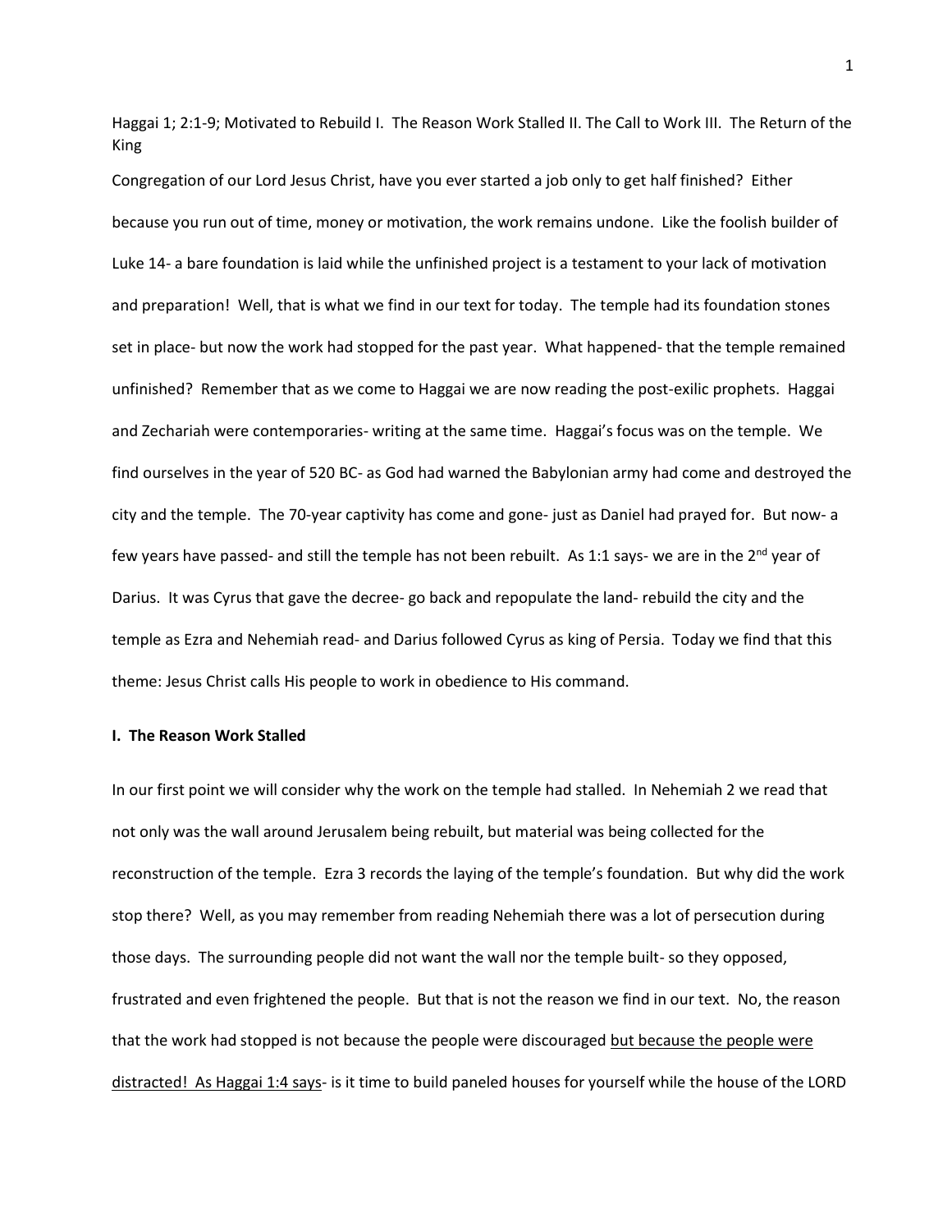Haggai 1; 2:1-9; Motivated to Rebuild I. The Reason Work Stalled II. The Call to Work III. The Return of the King

Congregation of our Lord Jesus Christ, have you ever started a job only to get half finished? Either because you run out of time, money or motivation, the work remains undone. Like the foolish builder of Luke 14- a bare foundation is laid while the unfinished project is a testament to your lack of motivation and preparation! Well, that is what we find in our text for today. The temple had its foundation stones set in place- but now the work had stopped for the past year. What happened- that the temple remained unfinished? Remember that as we come to Haggai we are now reading the post-exilic prophets. Haggai and Zechariah were contemporaries- writing at the same time. Haggai's focus was on the temple. We find ourselves in the year of 520 BC- as God had warned the Babylonian army had come and destroyed the city and the temple. The 70-year captivity has come and gone- just as Daniel had prayed for. But now- a few years have passed- and still the temple has not been rebuilt. As 1:1 says- we are in the 2nd year of Darius. It was Cyrus that gave the decree- go back and repopulate the land- rebuild the city and the temple as Ezra and Nehemiah read- and Darius followed Cyrus as king of Persia. Today we find that this theme: Jesus Christ calls His people to work in obedience to His command.

**I. The Reason Work Stalled**

In our first point we will consider why the work on the temple had stalled. In Nehemiah 2 we read that not only was the wall around Jerusalem being rebuilt, but material was being collected for the reconstruction of the temple. Ezra 3 records the laying of the temple's foundation. But why did the work stop there? Well, as you may remember from reading Nehemiah there was a lot of persecution during those days. The surrounding people did not want the wall nor the temple built- so they opposed, frustrated and even frightened the people. But that is not the reason we find in our text. No, the reason that the work had stopped is not because the people were discouraged <u>but because the people were distracted! As Haggai 1:4 says</u>- is it time to build paneled houses for yourself while the house of the LORD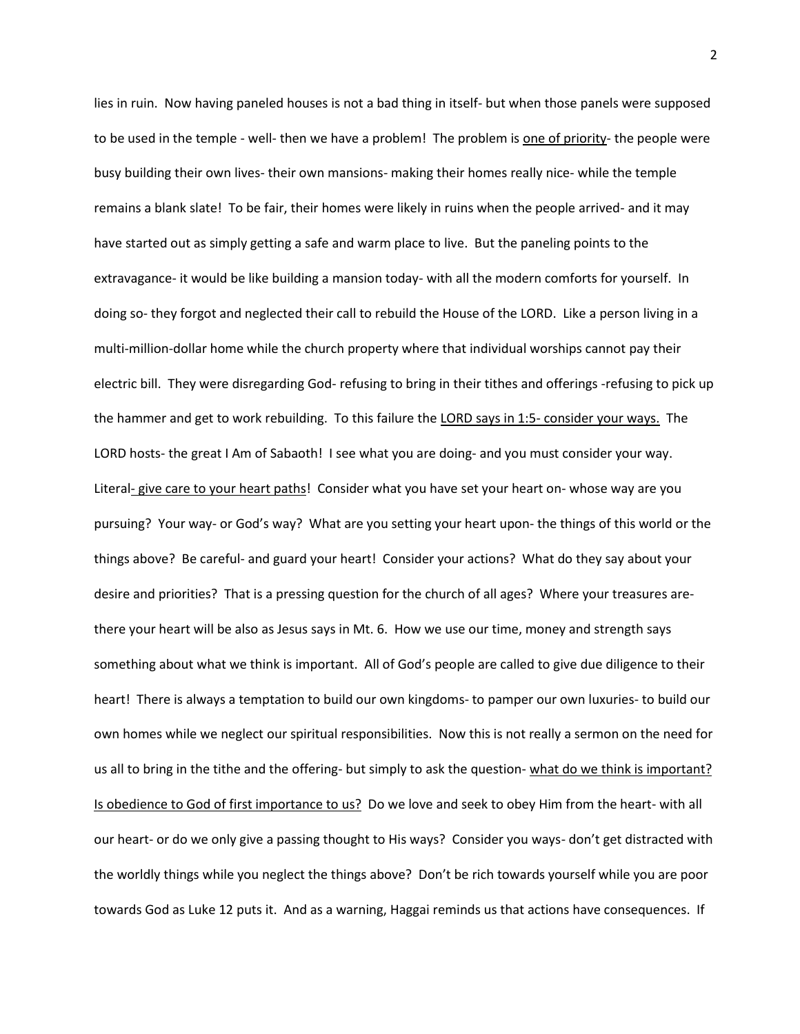lies in ruin. Now having paneled houses is not a bad thing in itself- but when those panels were supposed to be used in the temple - well- then we have a problem! The problem is <u>one of priority</u>- the people were busy building their own lives- their own mansions- making their homes really nice- while the temple remains a blank slate! To be fair, their homes were likely in ruins when the people arrived- and it may have started out as simply getting a safe and warm place to live. But the paneling points to the extravagance- it would be like building a mansion today- with all the modern comforts for yourself. In doing so- they forgot and neglected their call to rebuild the House of the LORD. Like a person living in a multi-million-dollar home while the church property where that individual worships cannot pay their electric bill. They were disregarding God- refusing to bring in their tithes and offerings -refusing to pick up the hammer and get to work rebuilding. To this failure the <u>LORD says in 1:5- consider your ways.</u> The LORD hosts- the great I Am of Sabaoth! I see what you are doing- and you must consider your way. Literal<u>- give care to your heart paths</u>! Consider what you have set your heart on- whose way are you pursuing? Your way- or God's way? What are you setting your heart upon- the things of this world or the things above? Be careful- and guard your heart! Consider your actions? What do they say about your desire and priorities? That is a pressing question for the church of all ages? Where your treasures are- there your heart will be also as Jesus says in Mt. 6. How we use our time, money and strength says something about what we think is important. All of God's people are called to give due diligence to their heart! There is always a temptation to build our own kingdoms- to pamper our own luxuries- to build our own homes while we neglect our spiritual responsibilities. Now this is not really a sermon on the need for us all to bring in the tithe and the offering- but simply to ask the question- <u>what do we think is important? Is obedience to God of first importance to us?</u> Do we love and seek to obey Him from the heart- with all our heart- or do we only give a passing thought to His ways? Consider you ways- don't get distracted with the worldly things while you neglect the things above? Don't be rich towards yourself while you are poor towards God as Luke 12 puts it. And as a warning, Haggai reminds us that actions have consequences. If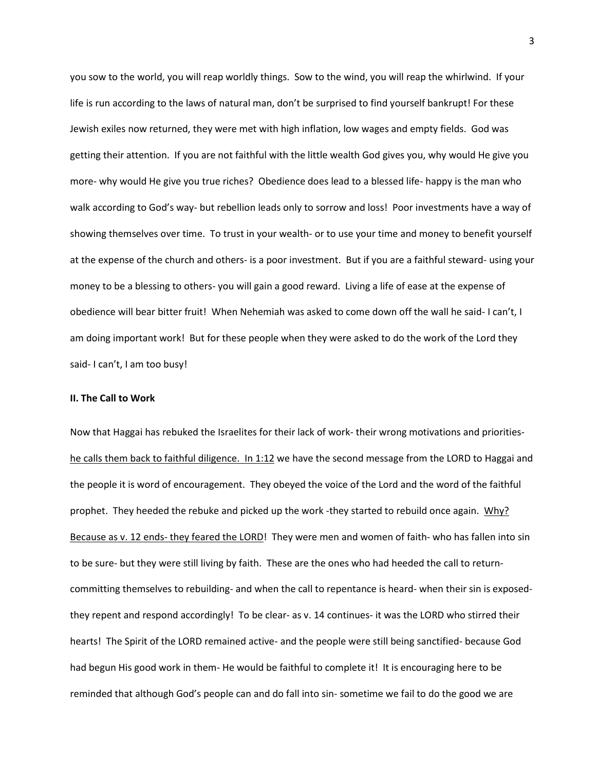you sow to the world, you will reap worldly things. Sow to the wind, you will reap the whirlwind. If your life is run according to the laws of natural man, don't be surprised to find yourself bankrupt! For these Jewish exiles now returned, they were met with high inflation, low wages and empty fields. God was getting their attention. If you are not faithful with the little wealth God gives you, why would He give you more- why would He give you true riches? Obedience does lead to a blessed life- happy is the man who walk according to God's way- but rebellion leads only to sorrow and loss! Poor investments have a way of showing themselves over time. To trust in your wealth- or to use your time and money to benefit yourself at the expense of the church and others- is a poor investment. But if you are a faithful steward- using your money to be a blessing to others- you will gain a good reward. Living a life of ease at the expense of obedience will bear bitter fruit! When Nehemiah was asked to come down off the wall he said- I can't, I am doing important work! But for these people when they were asked to do the work of the Lord they said- I can't, I am too busy!

**II. The Call to Work**

Now that Haggai has rebuked the Israelites for their lack of work- their wrong motivations and priorities- <u>he calls them back to faithful diligence. In 1:12</u> we have the second message from the LORD to Haggai and the people it is word of encouragement. They obeyed the voice of the Lord and the word of the faithful prophet. They heeded the rebuke and picked up the work -they started to rebuild once again. <u>Why? Because as v. 12 ends- they feared the LORD</u>! They were men and women of faith- who has fallen into sin to be sure- but they were still living by faith. These are the ones who had heeded the call to return- committing themselves to rebuilding- and when the call to repentance is heard- when their sin is exposed- they repent and respond accordingly! To be clear- as v. 14 continues- it was the LORD who stirred their hearts! The Spirit of the LORD remained active- and the people were still being sanctified- because God had begun His good work in them- He would be faithful to complete it! It is encouraging here to be reminded that although God's people can and do fall into sin- sometime we fail to do the good we are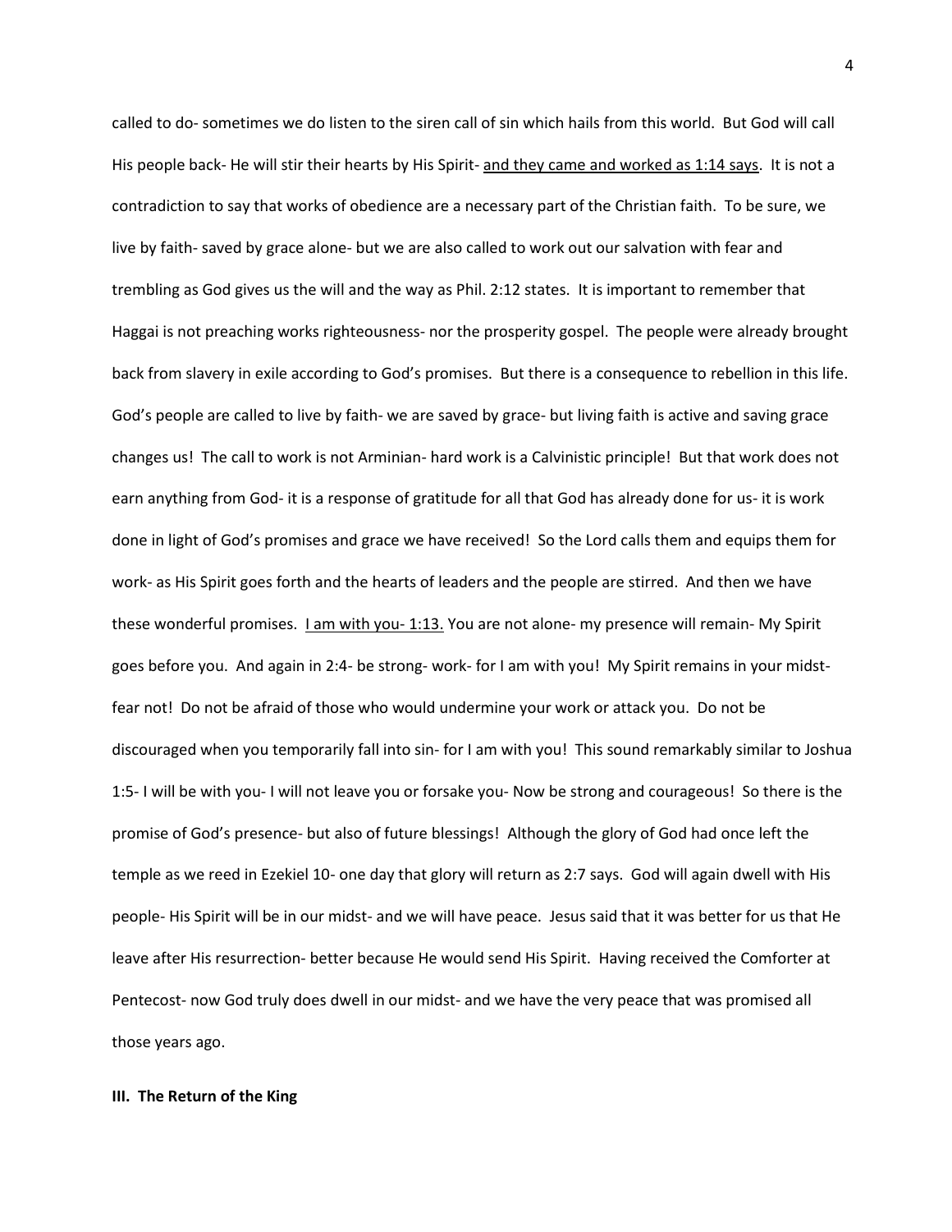called to do- sometimes we do listen to the siren call of sin which hails from this world. But God will call His people back- He will stir their hearts by His Spirit- <u>and they came and worked as 1:14 says</u>. It is not a contradiction to say that works of obedience are a necessary part of the Christian faith. To be sure, we live by faith- saved by grace alone- but we are also called to work out our salvation with fear and trembling as God gives us the will and the way as Phil. 2:12 states. It is important to remember that Haggai is not preaching works righteousness- nor the prosperity gospel. The people were already brought back from slavery in exile according to God's promises. But there is a consequence to rebellion in this life. God's people are called to live by faith- we are saved by grace- but living faith is active and saving grace changes us! The call to work is not Arminian- hard work is a Calvinistic principle! But that work does not earn anything from God- it is a response of gratitude for all that God has already done for us- it is work done in light of God's promises and grace we have received! So the Lord calls them and equips them for work- as His Spirit goes forth and the hearts of leaders and the people are stirred. And then we have these wonderful promises. <u>I am with you- 1:13.</u> You are not alone- my presence will remain- My Spirit goes before you. And again in 2:4- be strong- work- for I am with you! My Spirit remains in your midst- fear not! Do not be afraid of those who would undermine your work or attack you. Do not be discouraged when you temporarily fall into sin- for I am with you! This sound remarkably similar to Joshua 1:5- I will be with you- I will not leave you or forsake you- Now be strong and courageous! So there is the promise of God's presence- but also of future blessings! Although the glory of God had once left the temple as we reed in Ezekiel 10- one day that glory will return as 2:7 says. God will again dwell with His people- His Spirit will be in our midst- and we will have peace. Jesus said that it was better for us that He leave after His resurrection- better because He would send His Spirit. Having received the Comforter at Pentecost- now God truly does dwell in our midst- and we have the very peace that was promised all those years ago.

**III. The Return of the King**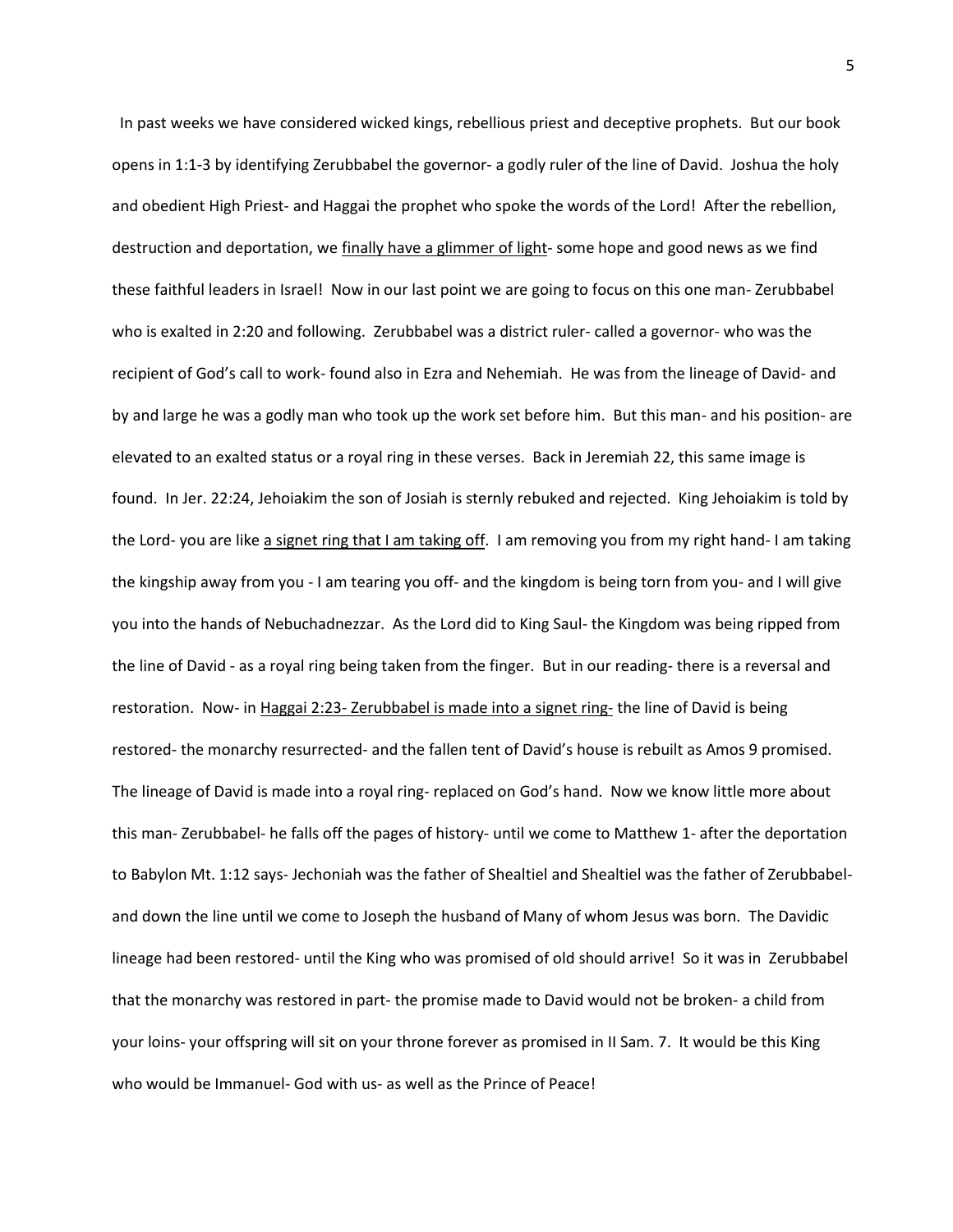In past weeks we have considered wicked kings, rebellious priest and deceptive prophets. But our book opens in 1:1-3 by identifying Zerubbabel the governor- a godly ruler of the line of David. Joshua the holy and obedient High Priest- and Haggai the prophet who spoke the words of the Lord! After the rebellion, destruction and deportation, we <u>finally have a glimmer of light</u>- some hope and good news as we find these faithful leaders in Israel! Now in our last point we are going to focus on this one man- Zerubbabel who is exalted in 2:20 and following. Zerubbabel was a district ruler- called a governor- who was the recipient of God's call to work- found also in Ezra and Nehemiah. He was from the lineage of David- and by and large he was a godly man who took up the work set before him. But this man- and his position- are elevated to an exalted status or a royal ring in these verses. Back in Jeremiah 22, this same image is found. In Jer. 22:24, Jehoiakim the son of Josiah is sternly rebuked and rejected. King Jehoiakim is told by the Lord- you are like <u>a signet ring that I am taking off</u>. I am removing you from my right hand- I am taking the kingship away from you - I am tearing you off- and the kingdom is being torn from you- and I will give you into the hands of Nebuchadnezzar. As the Lord did to King Saul- the Kingdom was being ripped from the line of David - as a royal ring being taken from the finger. But in our reading- there is a reversal and restoration. Now- in <u>Haggai 2:23- Zerubbabel is made into a signet ring-</u> the line of David is being restored- the monarchy resurrected- and the fallen tent of David's house is rebuilt as Amos 9 promised. The lineage of David is made into a royal ring- replaced on God's hand. Now we know little more about this man- Zerubbabel- he falls off the pages of history- until we come to Matthew 1- after the deportation to Babylon Mt. 1:12 says- Jechoniah was the father of Shealtiel and Shealtiel was the father of Zerubbabel- and down the line until we come to Joseph the husband of Many of whom Jesus was born. The Davidic lineage had been restored- until the King who was promised of old should arrive! So it was in Zerubbabel that the monarchy was restored in part- the promise made to David would not be broken- a child from your loins- your offspring will sit on your throne forever as promised in II Sam. 7. It would be this King who would be Immanuel- God with us- as well as the Prince of Peace!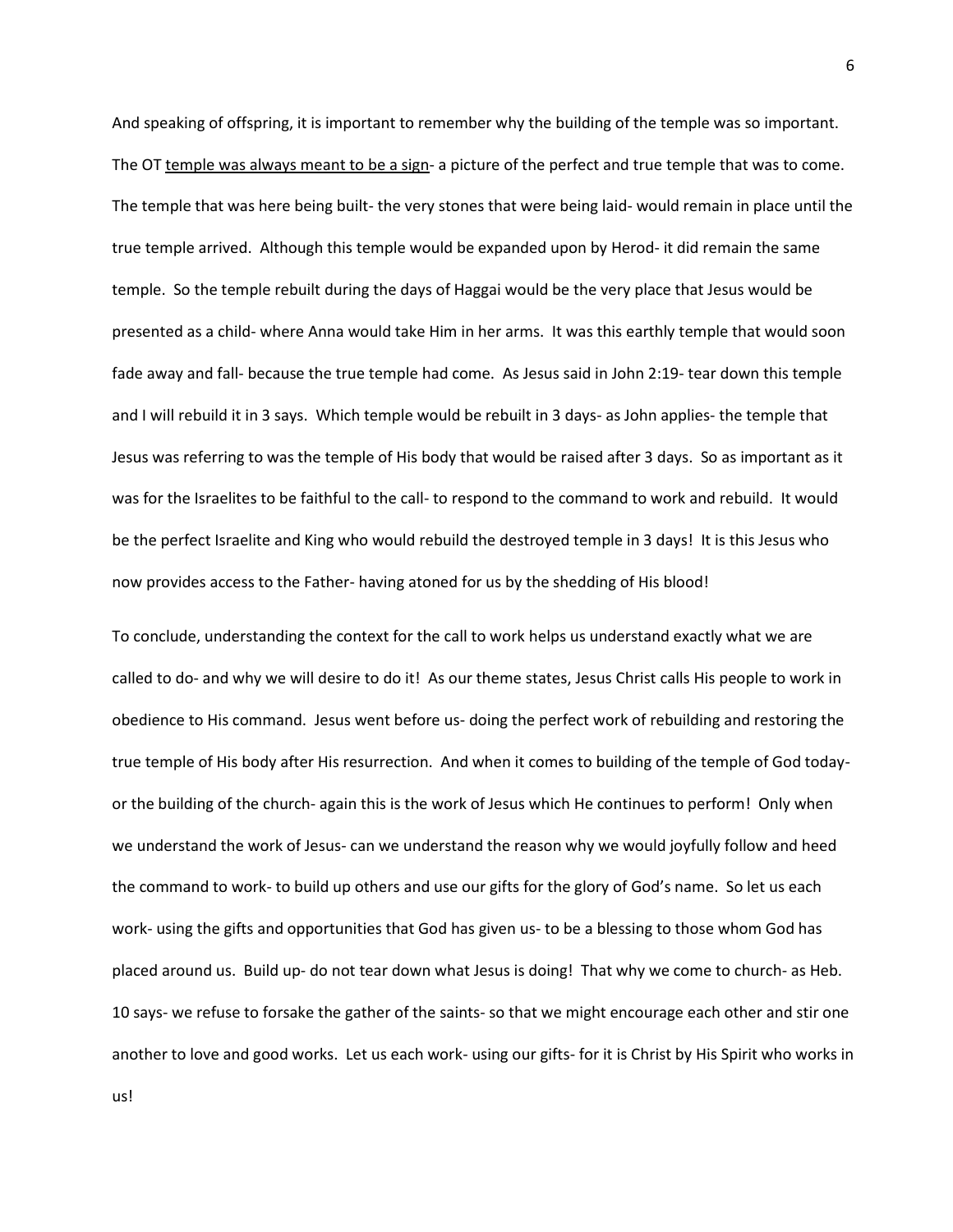And speaking of offspring, it is important to remember why the building of the temple was so important. The OT <u>temple was always meant to be a sign</u>- a picture of the perfect and true temple that was to come. The temple that was here being built- the very stones that were being laid- would remain in place until the true temple arrived. Although this temple would be expanded upon by Herod- it did remain the same temple. So the temple rebuilt during the days of Haggai would be the very place that Jesus would be presented as a child- where Anna would take Him in her arms. It was this earthly temple that would soon fade away and fall- because the true temple had come. As Jesus said in John 2:19- tear down this temple and I will rebuild it in 3 says. Which temple would be rebuilt in 3 days- as John applies- the temple that Jesus was referring to was the temple of His body that would be raised after 3 days. So as important as it was for the Israelites to be faithful to the call- to respond to the command to work and rebuild. It would be the perfect Israelite and King who would rebuild the destroyed temple in 3 days! It is this Jesus who now provides access to the Father- having atoned for us by the shedding of His blood!

To conclude, understanding the context for the call to work helps us understand exactly what we are called to do- and why we will desire to do it! As our theme states, Jesus Christ calls His people to work in obedience to His command. Jesus went before us- doing the perfect work of rebuilding and restoring the true temple of His body after His resurrection. And when it comes to building of the temple of God today- or the building of the church- again this is the work of Jesus which He continues to perform! Only when we understand the work of Jesus- can we understand the reason why we would joyfully follow and heed the command to work- to build up others and use our gifts for the glory of God's name. So let us each work- using the gifts and opportunities that God has given us- to be a blessing to those whom God has placed around us. Build up- do not tear down what Jesus is doing! That why we come to church- as Heb. 10 says- we refuse to forsake the gather of the saints- so that we might encourage each other and stir one another to love and good works. Let us each work- using our gifts- for it is Christ by His Spirit who works in us!